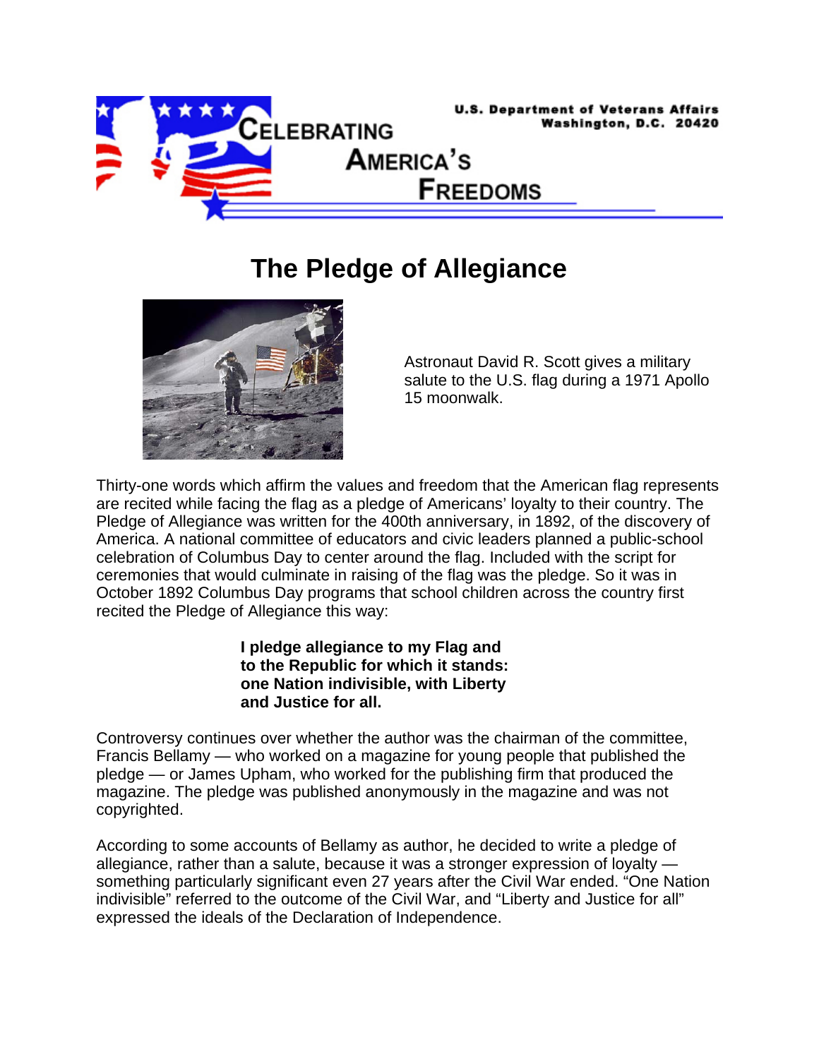U.S. Department of Veterans Affairs
Washington, D.C. 20420

CELEBRATING AMERICA'S FREEDOMS

# The Pledge of Allegiance

Astronaut David R. Scott gives a military salute to the U.S. flag during a 1971 Apollo 15 moonwalk.

Thirty-one words which affirm the values and freedom that the American flag represents are recited while facing the flag as a pledge of Americans' loyalty to their country. The Pledge of Allegiance was written for the 400th anniversary, in 1892, of the discovery of America. A national committee of educators and civic leaders planned a public-school celebration of Columbus Day to center around the flag. Included with the script for ceremonies that would culminate in raising of the flag was the pledge. So it was in October 1892 Columbus Day programs that school children across the country first recited the Pledge of Allegiance this way:

> **I pledge allegiance to my Flag and to the Republic for which it stands: one Nation indivisible, with Liberty and Justice for all.**

Controversy continues over whether the author was the chairman of the committee, Francis Bellamy — who worked on a magazine for young people that published the pledge — or James Upham, who worked for the publishing firm that produced the magazine. The pledge was published anonymously in the magazine and was not copyrighted.

According to some accounts of Bellamy as author, he decided to write a pledge of allegiance, rather than a salute, because it was a stronger expression of loyalty — something particularly significant even 27 years after the Civil War ended. "One Nation indivisible" referred to the outcome of the Civil War, and "Liberty and Justice for all" expressed the ideals of the Declaration of Independence.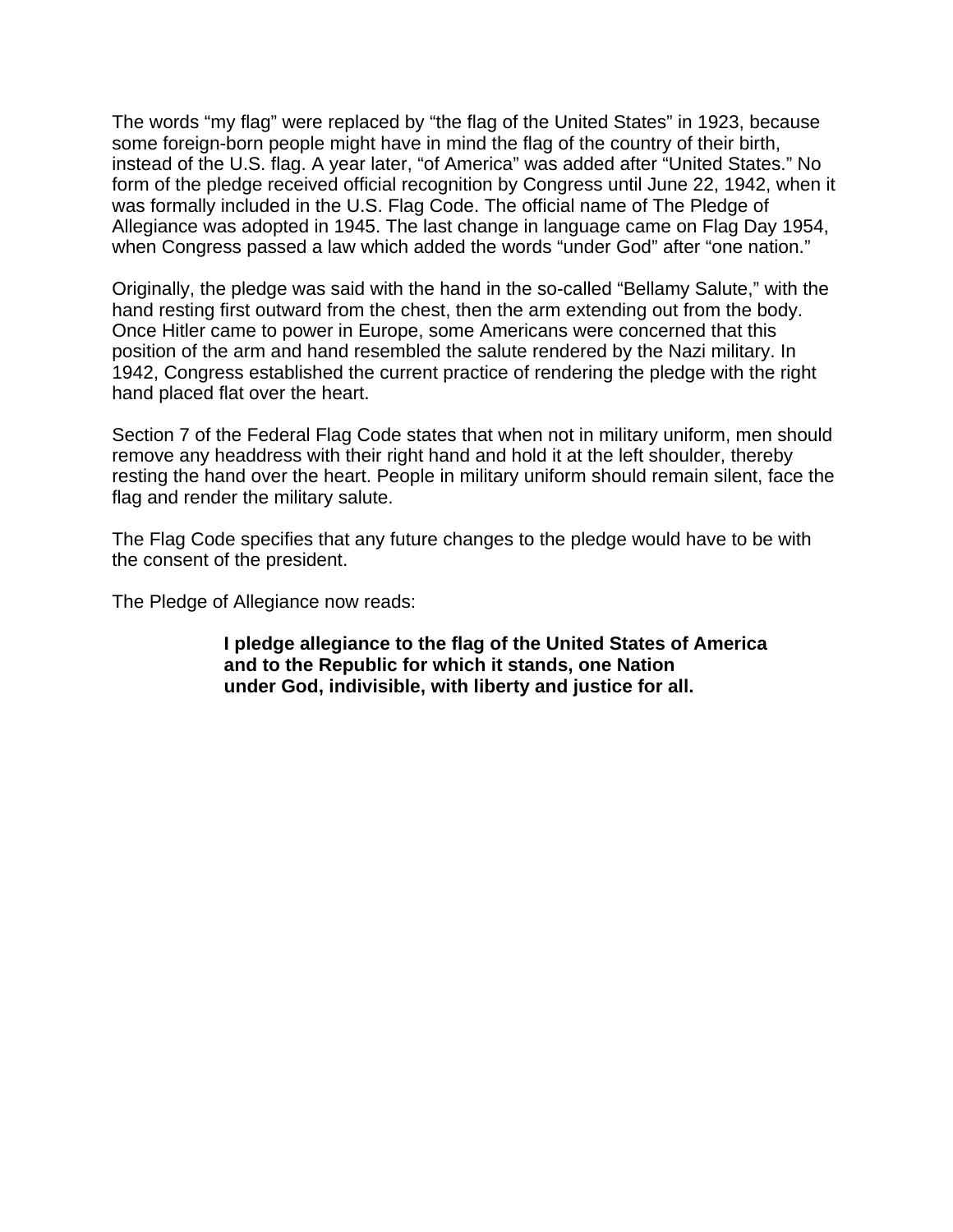The words “my flag” were replaced by “the flag of the United States” in 1923, because some foreign-born people might have in mind the flag of the country of their birth, instead of the U.S. flag. A year later, “of America” was added after “United States.” No form of the pledge received official recognition by Congress until June 22, 1942, when it was formally included in the U.S. Flag Code. The official name of The Pledge of Allegiance was adopted in 1945. The last change in language came on Flag Day 1954, when Congress passed a law which added the words “under God” after “one nation.”

Originally, the pledge was said with the hand in the so-called “Bellamy Salute,” with the hand resting first outward from the chest, then the arm extending out from the body. Once Hitler came to power in Europe, some Americans were concerned that this position of the arm and hand resembled the salute rendered by the Nazi military. In 1942, Congress established the current practice of rendering the pledge with the right hand placed flat over the heart.

Section 7 of the Federal Flag Code states that when not in military uniform, men should remove any headdress with their right hand and hold it at the left shoulder, thereby resting the hand over the heart. People in military uniform should remain silent, face the flag and render the military salute.

The Flag Code specifies that any future changes to the pledge would have to be with the consent of the president.

The Pledge of Allegiance now reads:

> **I pledge allegiance to the flag of the United States of America and to the Republic for which it stands, one Nation under God, indivisible, with liberty and justice for all.**